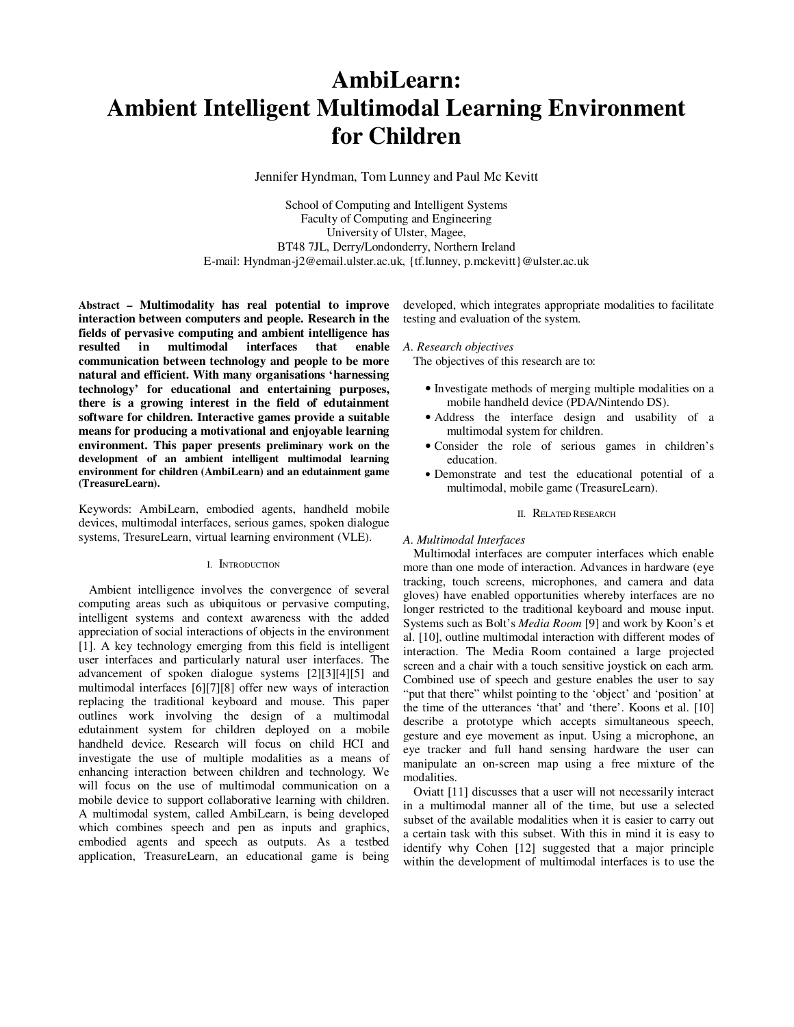# AmbiLearn: Ambient Intelligent Multimodal Learning Environment for Children

Jennifer Hyndman, Tom Lunney and Paul Mc Kevitt

School of Computing and Intelligent Systems
Faculty of Computing and Engineering
University of Ulster, Magee,
BT48 7JL, Derry/Londonderry, Northern Ireland
E-mail: Hyndman-j2@email.ulster.ac.uk, {tf.lunney, p.mckevitt}@ulster.ac.uk

**Abstract – Multimodality has real potential to improve interaction between computers and people. Research in the fields of pervasive computing and ambient intelligence has resulted in multimodal interfaces that enable communication between technology and people to be more natural and efficient. With many organisations 'harnessing technology' for educational and entertaining purposes, there is a growing interest in the field of edutainment software for children. Interactive games provide a suitable means for producing a motivational and enjoyable learning environment. This paper presents preliminary work on the development of an ambient intelligent multimodal learning environment for children (AmbiLearn) and an edutainment game (TreasureLearn).**

Keywords: AmbiLearn, embodied agents, handheld mobile devices, multimodal interfaces, serious games, spoken dialogue systems, TresureLearn, virtual learning environment (VLE).

## I. Introduction

Ambient intelligence involves the convergence of several computing areas such as ubiquitous or pervasive computing, intelligent systems and context awareness with the added appreciation of social interactions of objects in the environment [1]. A key technology emerging from this field is intelligent user interfaces and particularly natural user interfaces. The advancement of spoken dialogue systems [2][3][4][5] and multimodal interfaces [6][7][8] offer new ways of interaction replacing the traditional keyboard and mouse. This paper outlines work involving the design of a multimodal edutainment system for children deployed on a mobile handheld device. Research will focus on child HCI and investigate the use of multiple modalities as a means of enhancing interaction between children and technology. We will focus on the use of multimodal communication on a mobile device to support collaborative learning with children. A multimodal system, called AmbiLearn, is being developed which combines speech and pen as inputs and graphics, embodied agents and speech as outputs. As a testbed application, TreasureLearn, an educational game is being developed, which integrates appropriate modalities to facilitate testing and evaluation of the system.

### A. Research objectives

The objectives of this research are to:

- Investigate methods of merging multiple modalities on a mobile handheld device (PDA/Nintendo DS).
- Address the interface design and usability of a multimodal system for children.
- Consider the role of serious games in children's education.
- Demonstrate and test the educational potential of a multimodal, mobile game (TreasureLearn).

## II. Related Research

### A. Multimodal Interfaces

Multimodal interfaces are computer interfaces which enable more than one mode of interaction. Advances in hardware (eye tracking, touch screens, microphones, and camera and data gloves) have enabled opportunities whereby interfaces are no longer restricted to the traditional keyboard and mouse input. Systems such as Bolt's *Media Room* [9] and work by Koon's et al. [10], outline multimodal interaction with different modes of interaction. The Media Room contained a large projected screen and a chair with a touch sensitive joystick on each arm. Combined use of speech and gesture enables the user to say "put that there" whilst pointing to the 'object' and 'position' at the time of the utterances 'that' and 'there'. Koons et al. [10] describe a prototype which accepts simultaneous speech, gesture and eye movement as input. Using a microphone, an eye tracker and full hand sensing hardware the user can manipulate an on-screen map using a free mixture of the modalities.

Oviatt [11] discusses that a user will not necessarily interact in a multimodal manner all of the time, but use a selected subset of the available modalities when it is easier to carry out a certain task with this subset. With this in mind it is easy to identify why Cohen [12] suggested that a major principle within the development of multimodal interfaces is to use the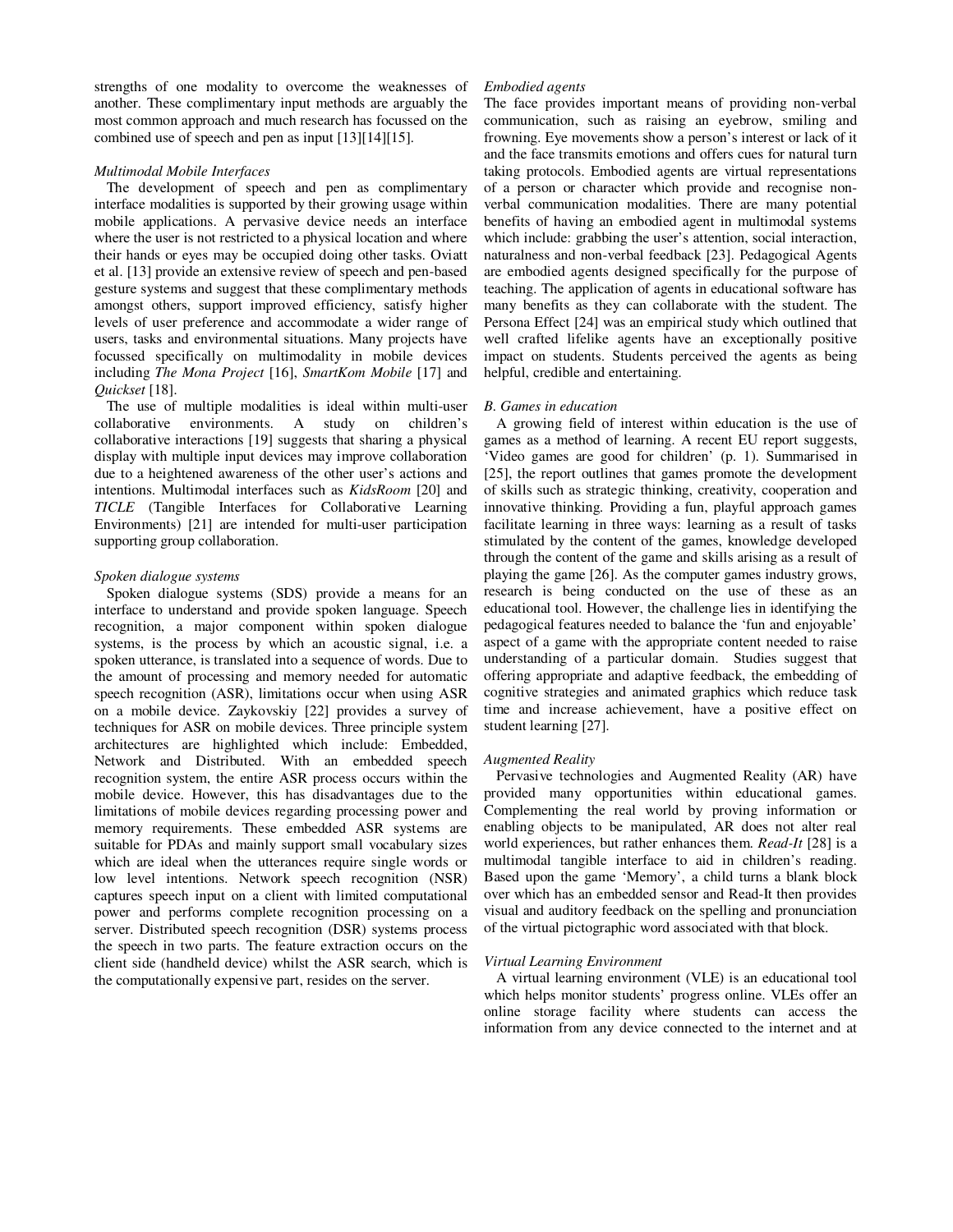strengths of one modality to overcome the weaknesses of another. These complimentary input methods are arguably the most common approach and much research has focussed on the combined use of speech and pen as input [13][14][15].

*Multimodal Mobile Interfaces*

The development of speech and pen as complimentary interface modalities is supported by their growing usage within mobile applications. A pervasive device needs an interface where the user is not restricted to a physical location and where their hands or eyes may be occupied doing other tasks. Oviatt et al. [13] provide an extensive review of speech and pen-based gesture systems and suggest that these complimentary methods amongst others, support improved efficiency, satisfy higher levels of user preference and accommodate a wider range of users, tasks and environmental situations. Many projects have focussed specifically on multimodality in mobile devices including *The Mona Project* [16], *SmartKom Mobile* [17] and *Quickset* [18].

The use of multiple modalities is ideal within multi-user collaborative environments. A study on children's collaborative interactions [19] suggests that sharing a physical display with multiple input devices may improve collaboration due to a heightened awareness of the other user's actions and intentions. Multimodal interfaces such as *KidsRoom* [20] and *TICLE* (Tangible Interfaces for Collaborative Learning Environments) [21] are intended for multi-user participation supporting group collaboration.

*Spoken dialogue systems*

Spoken dialogue systems (SDS) provide a means for an interface to understand and provide spoken language. Speech recognition, a major component within spoken dialogue systems, is the process by which an acoustic signal, i.e. a spoken utterance, is translated into a sequence of words. Due to the amount of processing and memory needed for automatic speech recognition (ASR), limitations occur when using ASR on a mobile device. Zaykovskiy [22] provides a survey of techniques for ASR on mobile devices. Three principle system architectures are highlighted which include: Embedded, Network and Distributed. With an embedded speech recognition system, the entire ASR process occurs within the mobile device. However, this has disadvantages due to the limitations of mobile devices regarding processing power and memory requirements. These embedded ASR systems are suitable for PDAs and mainly support small vocabulary sizes which are ideal when the utterances require single words or low level intentions. Network speech recognition (NSR) captures speech input on a client with limited computational power and performs complete recognition processing on a server. Distributed speech recognition (DSR) systems process the speech in two parts. The feature extraction occurs on the client side (handheld device) whilst the ASR search, which is the computationally expensive part, resides on the server.

*Embodied agents*

The face provides important means of providing non-verbal communication, such as raising an eyebrow, smiling and frowning. Eye movements show a person's interest or lack of it and the face transmits emotions and offers cues for natural turn taking protocols. Embodied agents are virtual representations of a person or character which provide and recognise non-verbal communication modalities. There are many potential benefits of having an embodied agent in multimodal systems which include: grabbing the user's attention, social interaction, naturalness and non-verbal feedback [23]. Pedagogical Agents are embodied agents designed specifically for the purpose of teaching. The application of agents in educational software has many benefits as they can collaborate with the student. The Persona Effect [24] was an empirical study which outlined that well crafted lifelike agents have an exceptionally positive impact on students. Students perceived the agents as being helpful, credible and entertaining.

*B. Games in education*

A growing field of interest within education is the use of games as a method of learning. A recent EU report suggests, 'Video games are good for children' (p. 1). Summarised in [25], the report outlines that games promote the development of skills such as strategic thinking, creativity, cooperation and innovative thinking. Providing a fun, playful approach games facilitate learning in three ways: learning as a result of tasks stimulated by the content of the games, knowledge developed through the content of the game and skills arising as a result of playing the game [26]. As the computer games industry grows, research is being conducted on the use of these as an educational tool. However, the challenge lies in identifying the pedagogical features needed to balance the 'fun and enjoyable' aspect of a game with the appropriate content needed to raise understanding of a particular domain. Studies suggest that offering appropriate and adaptive feedback, the embedding of cognitive strategies and animated graphics which reduce task time and increase achievement, have a positive effect on student learning [27].

*Augmented Reality*

Pervasive technologies and Augmented Reality (AR) have provided many opportunities within educational games. Complementing the real world by proving information or enabling objects to be manipulated, AR does not alter real world experiences, but rather enhances them. *Read-It* [28] is a multimodal tangible interface to aid in children's reading. Based upon the game 'Memory', a child turns a blank block over which has an embedded sensor and Read-It then provides visual and auditory feedback on the spelling and pronunciation of the virtual pictographic word associated with that block.

*Virtual Learning Environment*

A virtual learning environment (VLE) is an educational tool which helps monitor students' progress online. VLEs offer an online storage facility where students can access the information from any device connected to the internet and at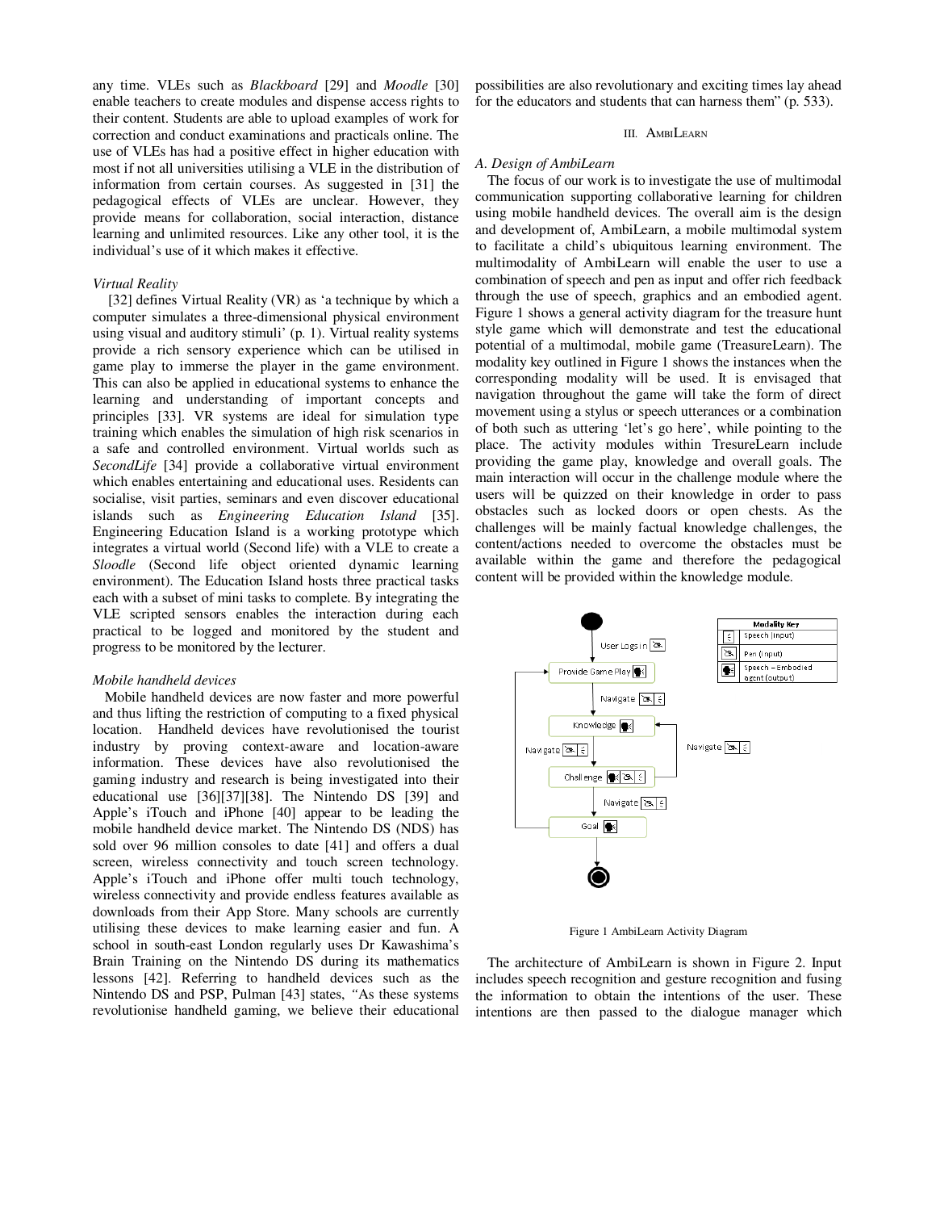any time. VLEs such as *Blackboard* [29] and *Moodle* [30] enable teachers to create modules and dispense access rights to their content. Students are able to upload examples of work for correction and conduct examinations and practicals online. The use of VLEs has had a positive effect in higher education with most if not all universities utilising a VLE in the distribution of information from certain courses. As suggested in [31] the pedagogical effects of VLEs are unclear. However, they provide means for collaboration, social interaction, distance learning and unlimited resources. Like any other tool, it is the individual's use of it which makes it effective.

*Virtual Reality*

[32] defines Virtual Reality (VR) as 'a technique by which a computer simulates a three-dimensional physical environment using visual and auditory stimuli' (p. 1). Virtual reality systems provide a rich sensory experience which can be utilised in game play to immerse the player in the game environment. This can also be applied in educational systems to enhance the learning and understanding of important concepts and principles [33]. VR systems are ideal for simulation type training which enables the simulation of high risk scenarios in a safe and controlled environment. Virtual worlds such as *SecondLife* [34] provide a collaborative virtual environment which enables entertaining and educational uses. Residents can socialise, visit parties, seminars and even discover educational islands such as *Engineering Education Island* [35]. Engineering Education Island is a working prototype which integrates a virtual world (Second life) with a VLE to create a *Sloodle* (Second life object oriented dynamic learning environment). The Education Island hosts three practical tasks each with a subset of mini tasks to complete. By integrating the VLE scripted sensors enables the interaction during each practical to be logged and monitored by the student and progress to be monitored by the lecturer.

*Mobile handheld devices*

Mobile handheld devices are now faster and more powerful and thus lifting the restriction of computing to a fixed physical location. Handheld devices have revolutionised the tourist industry by proving context-aware and location-aware information. These devices have also revolutionised the gaming industry and research is being investigated into their educational use [36][37][38]. The Nintendo DS [39] and Apple's iTouch and iPhone [40] appear to be leading the mobile handheld device market. The Nintendo DS (NDS) has sold over 96 million consoles to date [41] and offers a dual screen, wireless connectivity and touch screen technology. Apple's iTouch and iPhone offer multi touch technology, wireless connectivity and provide endless features available as downloads from their App Store. Many schools are currently utilising these devices to make learning easier and fun. A school in south-east London regularly uses Dr Kawashima's Brain Training on the Nintendo DS during its mathematics lessons [42]. Referring to handheld devices such as the Nintendo DS and PSP, Pulman [43] states, "As these systems revolutionise handheld gaming, we believe their educational possibilities are also revolutionary and exciting times lay ahead for the educators and students that can harness them" (p. 533).

## III. AmbiLearn

### A. Design of AmbiLearn

The focus of our work is to investigate the use of multimodal communication supporting collaborative learning for children using mobile handheld devices. The overall aim is the design and development of, AmbiLearn, a mobile multimodal system to facilitate a child's ubiquitous learning environment. The multimodality of AmbiLearn will enable the user to use a combination of speech and pen as input and offer rich feedback through the use of speech, graphics and an embodied agent. Figure 1 shows a general activity diagram for the treasure hunt style game which will demonstrate and test the educational potential of a multimodal, mobile game (TreasureLearn). The modality key outlined in Figure 1 shows the instances when the corresponding modality will be used. It is envisaged that navigation throughout the game will take the form of direct movement using a stylus or speech utterances or a combination of both such as uttering 'let's go here', while pointing to the place. The activity modules within TresureLearn include providing the game play, knowledge and overall goals. The main interaction will occur in the challenge module where the users will be quizzed on their knowledge in order to pass obstacles such as locked doors or open chests. As the challenges will be mainly factual knowledge challenges, the content/actions needed to overcome the obstacles must be available within the game and therefore the pedagogical content will be provided within the knowledge module.

Figure 1 AmbiLearn Activity Diagram

The architecture of AmbiLearn is shown in Figure 2. Input includes speech recognition and gesture recognition and fusing the information to obtain the intentions of the user. These intentions are then passed to the dialogue manager which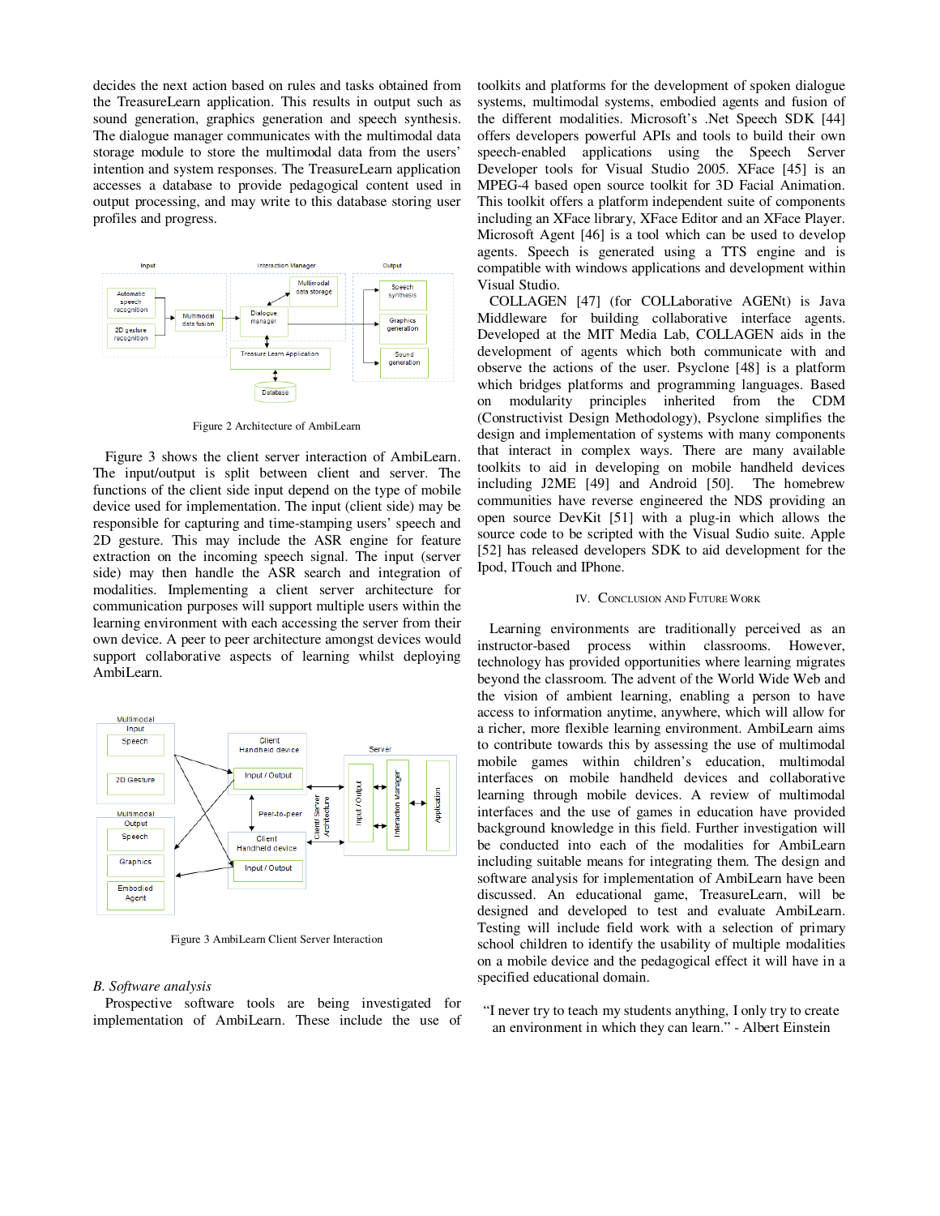decides the next action based on rules and tasks obtained from the TreasureLearn application. This results in output such as sound generation, graphics generation and speech synthesis. The dialogue manager communicates with the multimodal data storage module to store the multimodal data from the users' intention and system responses. The TreasureLearn application accesses a database to provide pedagogical content used in output processing, and may write to this database storing user profiles and progress.

Figure 2 Architecture of AmbiLearn

Figure 3 shows the client server interaction of AmbiLearn. The input/output is split between client and server. The functions of the client side input depend on the type of mobile device used for implementation. The input (client side) may be responsible for capturing and time-stamping users' speech and 2D gesture. This may include the ASR engine for feature extraction on the incoming speech signal. The input (server side) may then handle the ASR search and integration of modalities. Implementing a client server architecture for communication purposes will support multiple users within the learning environment with each accessing the server from their own device. A peer to peer architecture amongst devices would support collaborative aspects of learning whilst deploying AmbiLearn.

Figure 3 AmbiLearn Client Server Interaction

*B. Software analysis*

Prospective software tools are being investigated for implementation of AmbiLearn. These include the use of toolkits and platforms for the development of spoken dialogue systems, multimodal systems, embodied agents and fusion of the different modalities. Microsoft's .Net Speech SDK [44] offers developers powerful APIs and tools to build their own speech-enabled applications using the Speech Server Developer tools for Visual Studio 2005. XFace [45] is an MPEG-4 based open source toolkit for 3D Facial Animation. This toolkit offers a platform independent suite of components including an XFace library, XFace Editor and an XFace Player. Microsoft Agent [46] is a tool which can be used to develop agents. Speech is generated using a TTS engine and is compatible with windows applications and development within Visual Studio.

COLLAGEN [47] (for COLLaborative AGENt) is Java Middleware for building collaborative interface agents. Developed at the MIT Media Lab, COLLAGEN aids in the development of agents which both communicate with and observe the actions of the user. Psyclone [48] is a platform which bridges platforms and programming languages. Based on modularity principles inherited from the CDM (Constructivist Design Methodology), Psyclone simplifies the design and implementation of systems with many components that interact in complex ways. There are many available toolkits to aid in developing on mobile handheld devices including J2ME [49] and Android [50]. The homebrew communities have reverse engineered the NDS providing an open source DevKit [51] with a plug-in which allows the source code to be scripted with the Visual Sudio suite. Apple [52] has released developers SDK to aid development for the Ipod, ITouch and IPhone.

## IV. Conclusion And Future Work

Learning environments are traditionally perceived as an instructor-based process within classrooms. However, technology has provided opportunities where learning migrates beyond the classroom. The advent of the World Wide Web and the vision of ambient learning, enabling a person to have access to information anytime, anywhere, which will allow for a richer, more flexible learning environment. AmbiLearn aims to contribute towards this by assessing the use of multimodal mobile games within children's education, multimodal interfaces on mobile handheld devices and collaborative learning through mobile devices. A review of multimodal interfaces and the use of games in education have provided background knowledge in this field. Further investigation will be conducted into each of the modalities for AmbiLearn including suitable means for integrating them. The design and software analysis for implementation of AmbiLearn have been discussed. An educational game, TreasureLearn, will be designed and developed to test and evaluate AmbiLearn. Testing will include field work with a selection of primary school children to identify the usability of multiple modalities on a mobile device and the pedagogical effect it will have in a specified educational domain.

"I never try to teach my students anything, I only try to create an environment in which they can learn." - Albert Einstein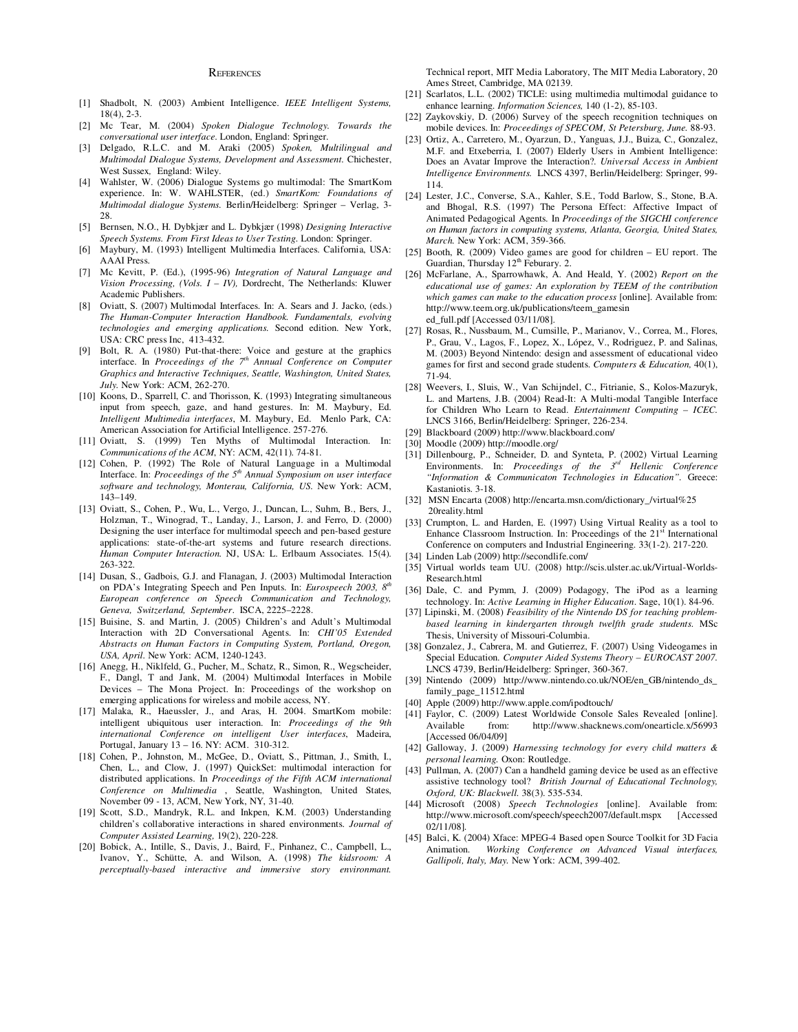## References

[1] Shadbolt, N. (2003) Ambient Intelligence. *IEEE Intelligent Systems,* 18(4), 2-3.

[2] Mc Tear, M. (2004) *Spoken Dialogue Technology. Towards the conversational user interface.* London, England: Springer.

[3] Delgado, R.L.C. and M. Araki (2005) *Spoken, Multilingual and Multimodal Dialogue Systems, Development and Assessment.* Chichester, West Sussex, England: Wiley.

[4] Wahlster, W. (2006) Dialogue Systems go multimodal: The SmartKom experience. In: W. WAHLSTER, (ed.) *SmartKom: Foundations of Multimodal dialogue Systems.* Berlin/Heidelberg: Springer – Verlag, 3-28.

[5] Bernsen, N.O., H. Dybkjær and L. Dybkjær (1998) *Designing Interactive Speech Systems. From First Ideas to User Testing.* London: Springer.

[6] Maybury, M. (1993) Intelligent Multimedia Interfaces. California, USA: AAAI Press.

[7] Mc Kevitt, P. (Ed.), (1995-96) *Integration of Natural Language and Vision Processing, (Vols. I – IV),* Dordrecht, The Netherlands: Kluwer Academic Publishers.

[8] Oviatt, S. (2007) Multimodal Interfaces. In: A. Sears and J. Jacko, (eds.) *The Human-Computer Interaction Handbook. Fundamentals, evolving technologies and emerging applications.* Second edition. New York, USA: CRC press Inc, 413-432.

[9] Bolt, R. A. (1980) Put-that-there: Voice and gesture at the graphics interface. In *Proceedings of the 7th Annual Conference on Computer Graphics and Interactive Techniques, Seattle, Washington, United States, July.* New York: ACM, 262-270.

[10] Koons, D., Sparrell, C. and Thorisson, K. (1993) Integrating simultaneous input from speech, gaze, and hand gestures. In: M. Maybury, Ed. *Intelligent Multimedia interfaces*, M. Maybury, Ed. Menlo Park, CA: American Association for Artificial Intelligence. 257-276.

[11] Oviatt, S. (1999) Ten Myths of Multimodal Interaction. In: *Communications of the ACM*, NY: ACM, 42(11). 74-81.

[12] Cohen, P. (1992) The Role of Natural Language in a Multimodal Interface. In: *Proceedings of the 5th Annual Symposium on user interface software and technology, Monterau, California, US.* New York: ACM, 143–149.

[13] Oviatt, S., Cohen, P., Wu, L., Vergo, J., Duncan, L., Suhm, B., Bers, J., Holzman, T., Winograd, T., Landay, J., Larson, J. and Ferro, D. (2000) Designing the user interface for multimodal speech and pen-based gesture applications: state-of-the-art systems and future research directions. *Human Computer Interaction.* NJ, USA: L. Erlbaum Associates. 15(4). 263-322.

[14] Dusan, S., Gadbois, G.J. and Flanagan, J. (2003) Multimodal Interaction on PDA's Integrating Speech and Pen Inputs. In: *Eurospeech 2003, 8th European conference on Speech Communication and Technology, Geneva, Switzerland, September*. ISCA, 2225–2228.

[15] Buisine, S. and Martin, J. (2005) Children's and Adult's Multimodal Interaction with 2D Conversational Agents. In: *CHI'05 Extended Abstracts on Human Factors in Computing System, Portland, Oregon, USA, April.* New York: ACM, 1240-1243.

[16] Anegg, H., Niklfeld, G., Pucher, M., Schatz, R., Simon, R., Wegscheider, F., Dangl, T and Jank, M. (2004) Multimodal Interfaces in Mobile Devices – The Mona Project. In: Proceedings of the workshop on emerging applications for wireless and mobile access, NY.

[17] Malaka, R., Haeussler, J., and Aras, H. 2004. SmartKom mobile: intelligent ubiquitous user interaction. In: *Proceedings of the 9th international Conference on intelligent User interfaces*, Madeira, Portugal, January 13 – 16. NY: ACM. 310-312.

[18] Cohen, P., Johnston, M., McGee, D., Oviatt, S., Pittman, J., Smith, I., Chen, L., and Clow, J. (1997) QuickSet: multimodal interaction for distributed applications. In *Proceedings of the Fifth ACM international Conference on Multimedia* , Seattle, Washington, United States, November 09 - 13, ACM, New York, NY, 31-40.

[19] Scott, S.D., Mandryk, R.L. and Inkpen, K.M. (2003) Understanding children's collaborative interactions in shared environments. *Journal of Computer Assisted Learning,* 19(2), 220-228.

[20] Bobick, A., Intille, S., Davis, J., Baird, F., Pinhanez, C., Campbell, L., Ivanov, Y., Schütte, A. and Wilson, A. (1998) *The kidsroom: A perceptually-based interactive and immersive story environmant.* Technical report, MIT Media Laboratory, The MIT Media Laboratory, 20 Ames Street, Cambridge, MA 02139.

[21] Scarlatos, L.L. (2002) TICLE: using multimedia multimodal guidance to enhance learning. *Information Sciences,* 140 (1-2), 85-103.

[22] Zaykovskiy, D. (2006) Survey of the speech recognition techniques on mobile devices. In: *Proceedings of SPECOM, St Petersburg, June.* 88-93.

[23] Ortiz, A., Carretero, M., Oyarzun, D., Yanguas, J.J., Buiza, C., Gonzalez, M.F. and Etxeberria, I. (2007) Elderly Users in Ambient Intelligence: Does an Avatar Improve the Interaction?. *Universal Access in Ambient Intelligence Environments.* LNCS 4397, Berlin/Heidelberg: Springer, 99-114.

[24] Lester, J.C., Converse, S.A., Kahler, S.E., Todd Barlow, S., Stone, B.A. and Bhogal, R.S. (1997) The Persona Effect: Affective Impact of Animated Pedagogical Agents. In *Proceedings of the SIGCHI conference on Human factors in computing systems, Atlanta, Georgia, United States, March.* New York: ACM, 359-366.

[25] Booth, R. (2009) Video games are good for children – EU report. The Guardian, Thursday 12th Feburary. 2.

[26] McFarlane, A., Sparrowhawk, A. And Heald, Y. (2002) *Report on the educational use of games: An exploration by TEEM of the contribution which games can make to the education process* [online]. Available from: http://www.teem.org.uk/publications/teem_gamesin ed_full.pdf [Accessed 03/11/08].

[27] Rosas, R., Nussbaum, M., Cumsille, P., Marianov, V., Correa, M., Flores, P., Grau, V., Lagos, F., Lopez, X., López, V., Rodriguez, P. and Salinas, M. (2003) Beyond Nintendo: design and assessment of educational video games for first and second grade students. *Computers & Education,* 40(1), 71-94.

[28] Weevers, I., Sluis, W., Van Schijndel, C., Fitrianie, S., Kolos-Mazuryk, L. and Martens, J.B. (2004) Read-It: A Multi-modal Tangible Interface for Children Who Learn to Read. *Entertainment Computing – ICEC.* LNCS 3166, Berlin/Heidelberg: Springer, 226-234.

[29] Blackboard (2009) http://www.blackboard.com/

[30] Moodle (2009) http://moodle.org/

[31] Dillenbourg, P., Schneider, D. and Synteta, P. (2002) Virtual Learning Environments. In: *Proceedings of the 3rd Hellenic Conference "Information & Communicaton Technologies in Education".* Greece: Kastaniotis. 3-18.

[32] MSN Encarta (2008) http://encarta.msn.com/dictionary_/virtual%25 20reality.html

[33] Crumpton, L. and Harden, E. (1997) Using Virtual Reality as a tool to Enhance Classroom Instruction. In: Proceedings of the 21st International Conference on computers and Industrial Engineering. 33(1-2). 217-220.

[34] Linden Lab (2009) http://secondlife.com/

[35] Virtual worlds team UU. (2008) http://scis.ulster.ac.uk/Virtual-Worlds-Research.html

[36] Dale, C. and Pymm, J. (2009) Podagogy, The iPod as a learning technology. In: *Active Learning in Higher Education*. Sage, 10(1). 84-96.

[37] Lipinski, M. (2008) *Feasibility of the Nintendo DS for teaching problem-based learning in kindergarten through twelfth grade students.* MSc Thesis, University of Missouri-Columbia.

[38] Gonzalez, J., Cabrera, M. and Gutierrez, F. (2007) Using Videogames in Special Education. *Computer Aided Systems Theory – EUROCAST 2007.* LNCS 4739, Berlin/Heidelberg: Springer, 360-367.

[39] Nintendo (2009) http://www.nintendo.co.uk/NOE/en_GB/nintendo_ds_ family_page_11512.html

[40] Apple (2009) http://www.apple.com/ipodtouch/

[41] Faylor, C. (2009) Latest Worldwide Console Sales Revealed [online]. Available from: http://www.shacknews.com/onearticle.x/56993 [Accessed 06/04/09]

[42] Galloway, J. (2009) *Harnessing technology for every child matters & personal learning.* Oxon: Routledge.

[43] Pullman, A. (2007) Can a handheld gaming device be used as an effective assistive technology tool? *British Journal of Educational Technology, Oxford, UK: Blackwell.* 38(3). 535-534.

[44] Microsoft (2008) *Speech Technologies* [online]. Available from: http://www.microsoft.com/speech/speech2007/default.mspx [Accessed 02/11/08].

[45] Balci, K. (2004) Xface: MPEG-4 Based open Source Toolkit for 3D Facia Animation. *Working Conference on Advanced Visual interfaces, Gallipoli, Italy, May.* New York: ACM, 399-402.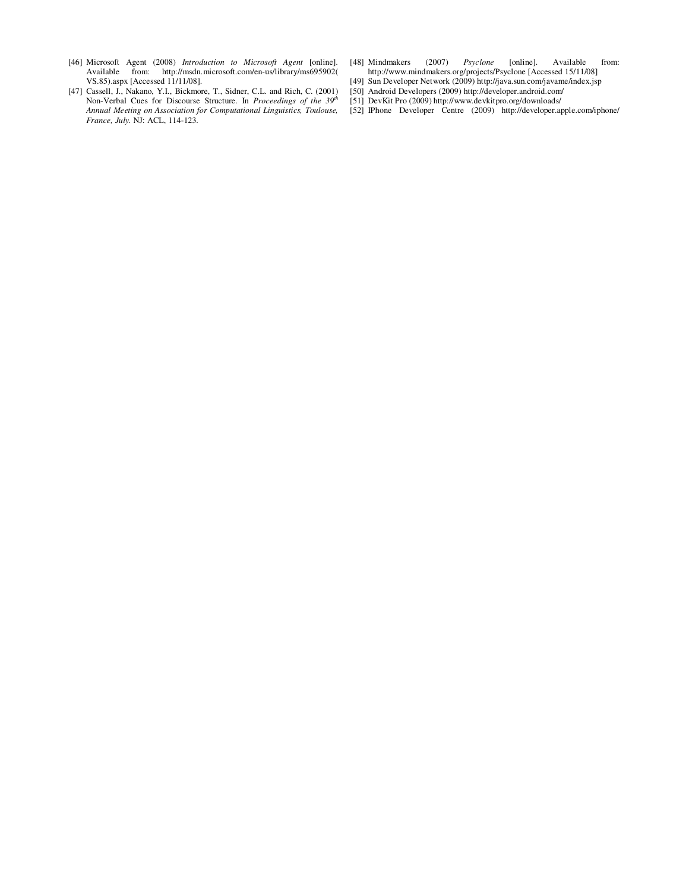[46] Microsoft Agent (2008) *Introduction to Microsoft Agent* [online]. Available from: http://msdn.microsoft.com/en-us/library/ms695902(VS.85).aspx [Accessed 11/11/08].

[47] Cassell, J., Nakano, Y.I., Bickmore, T., Sidner, C.L. and Rich, C. (2001) Non-Verbal Cues for Discourse Structure. In *Proceedings of the 39th Annual Meeting on Association for Computational Linguistics, Toulouse, France, July*. NJ: ACL, 114-123.

[48] Mindmakers (2007) *Psyclone* [online]. Available from: http://www.mindmakers.org/projects/Psyclone [Accessed 15/11/08]

[49] Sun Developer Network (2009) http://java.sun.com/javame/index.jsp

[50] Android Developers (2009) http://developer.android.com/

[51] DevKit Pro (2009) http://www.devkitpro.org/downloads/

[52] IPhone Developer Centre (2009) http://developer.apple.com/iphone/